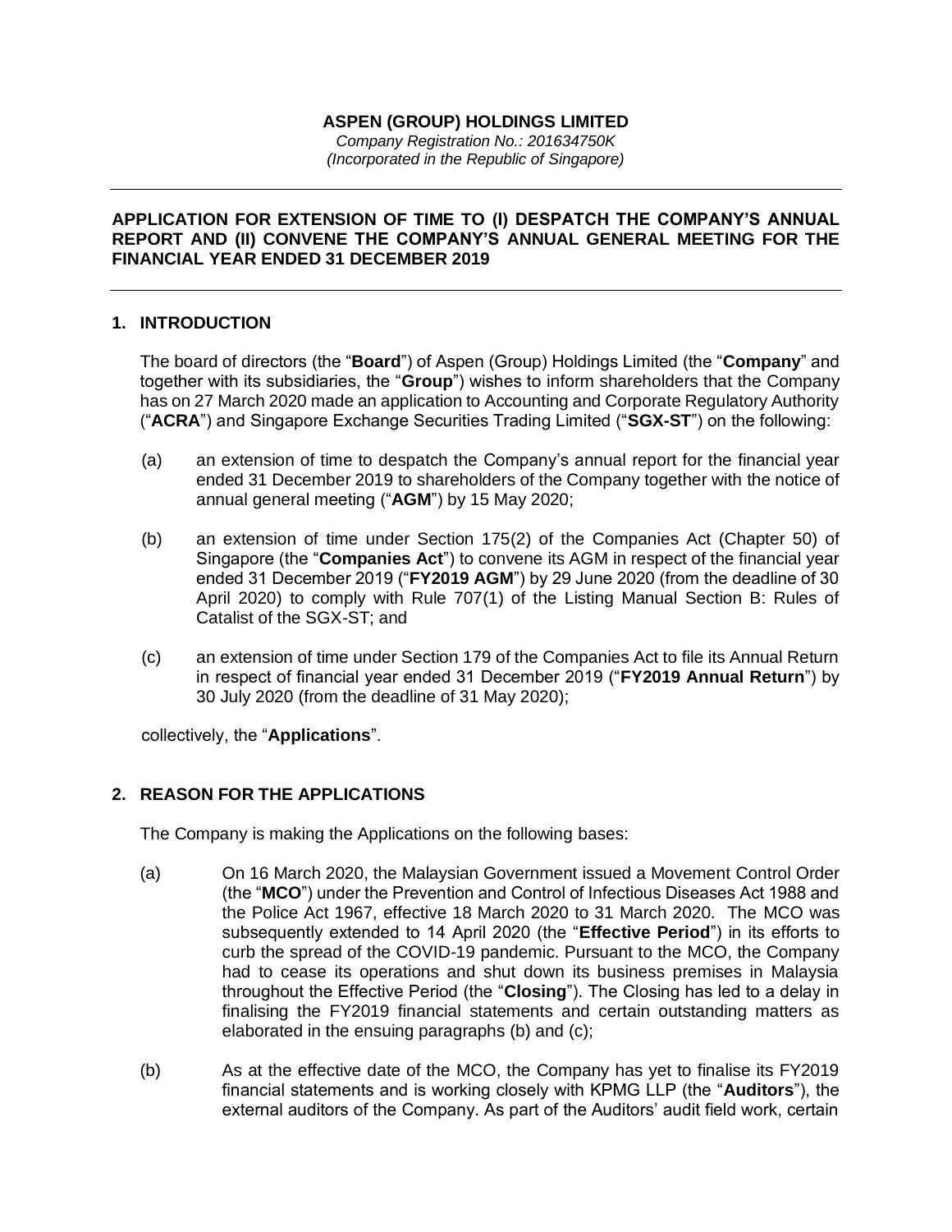**ASPEN (GROUP) HOLDINGS LIMITED**

*Company Registration No.: 201634750K*
*(Incorporated in the Republic of Singapore)*

---

# APPLICATION FOR EXTENSION OF TIME TO (I) DESPATCH THE COMPANY'S ANNUAL REPORT AND (II) CONVENE THE COMPANY'S ANNUAL GENERAL MEETING FOR THE FINANCIAL YEAR ENDED 31 DECEMBER 2019

---

## 1. INTRODUCTION

The board of directors (the "**Board**") of Aspen (Group) Holdings Limited (the "**Company**" and together with its subsidiaries, the "**Group**") wishes to inform shareholders that the Company has on 27 March 2020 made an application to Accounting and Corporate Regulatory Authority ("**ACRA**") and Singapore Exchange Securities Trading Limited ("**SGX-ST**") on the following:

(a) an extension of time to despatch the Company's annual report for the financial year ended 31 December 2019 to shareholders of the Company together with the notice of annual general meeting ("**AGM**") by 15 May 2020;

(b) an extension of time under Section 175(2) of the Companies Act (Chapter 50) of Singapore (the "**Companies Act**") to convene its AGM in respect of the financial year ended 31 December 2019 ("**FY2019 AGM**") by 29 June 2020 (from the deadline of 30 April 2020) to comply with Rule 707(1) of the Listing Manual Section B: Rules of Catalist of the SGX-ST; and

(c) an extension of time under Section 179 of the Companies Act to file its Annual Return in respect of financial year ended 31 December 2019 ("**FY2019 Annual Return**") by 30 July 2020 (from the deadline of 31 May 2020);

collectively, the "**Applications**".

## 2. REASON FOR THE APPLICATIONS

The Company is making the Applications on the following bases:

(a) On 16 March 2020, the Malaysian Government issued a Movement Control Order (the "**MCO**") under the Prevention and Control of Infectious Diseases Act 1988 and the Police Act 1967, effective 18 March 2020 to 31 March 2020. The MCO was subsequently extended to 14 April 2020 (the "**Effective Period**") in its efforts to curb the spread of the COVID-19 pandemic. Pursuant to the MCO, the Company had to cease its operations and shut down its business premises in Malaysia throughout the Effective Period (the "**Closing**"). The Closing has led to a delay in finalising the FY2019 financial statements and certain outstanding matters as elaborated in the ensuing paragraphs (b) and (c);

(b) As at the effective date of the MCO, the Company has yet to finalise its FY2019 financial statements and is working closely with KPMG LLP (the "**Auditors**"), the external auditors of the Company. As part of the Auditors' audit field work, certain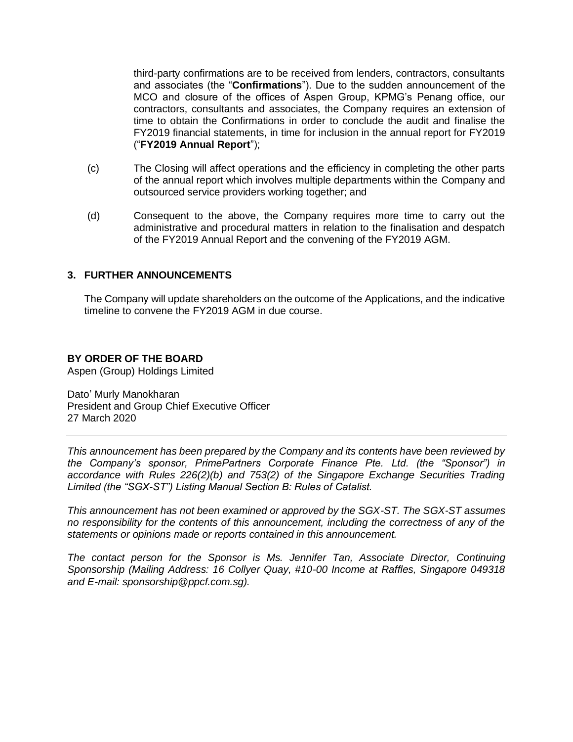third-party confirmations are to be received from lenders, contractors, consultants and associates (the "**Confirmations**"). Due to the sudden announcement of the MCO and closure of the offices of Aspen Group, KPMG's Penang office, our contractors, consultants and associates, the Company requires an extension of time to obtain the Confirmations in order to conclude the audit and finalise the FY2019 financial statements, in time for inclusion in the annual report for FY2019 ("**FY2019 Annual Report**");

(c) The Closing will affect operations and the efficiency in completing the other parts of the annual report which involves multiple departments within the Company and outsourced service providers working together; and

(d) Consequent to the above, the Company requires more time to carry out the administrative and procedural matters in relation to the finalisation and despatch of the FY2019 Annual Report and the convening of the FY2019 AGM.

## 3. FURTHER ANNOUNCEMENTS

The Company will update shareholders on the outcome of the Applications, and the indicative timeline to convene the FY2019 AGM in due course.

**BY ORDER OF THE BOARD**
Aspen (Group) Holdings Limited

Dato' Murly Manokharan
President and Group Chief Executive Officer
27 March 2020

---

*This announcement has been prepared by the Company and its contents have been reviewed by the Company's sponsor, PrimePartners Corporate Finance Pte. Ltd. (the "Sponsor") in accordance with Rules 226(2)(b) and 753(2) of the Singapore Exchange Securities Trading Limited (the "SGX-ST") Listing Manual Section B: Rules of Catalist.*

*This announcement has not been examined or approved by the SGX-ST. The SGX-ST assumes no responsibility for the contents of this announcement, including the correctness of any of the statements or opinions made or reports contained in this announcement.*

*The contact person for the Sponsor is Ms. Jennifer Tan, Associate Director, Continuing Sponsorship (Mailing Address: 16 Collyer Quay, #10-00 Income at Raffles, Singapore 049318 and E-mail: sponsorship@ppcf.com.sg).*